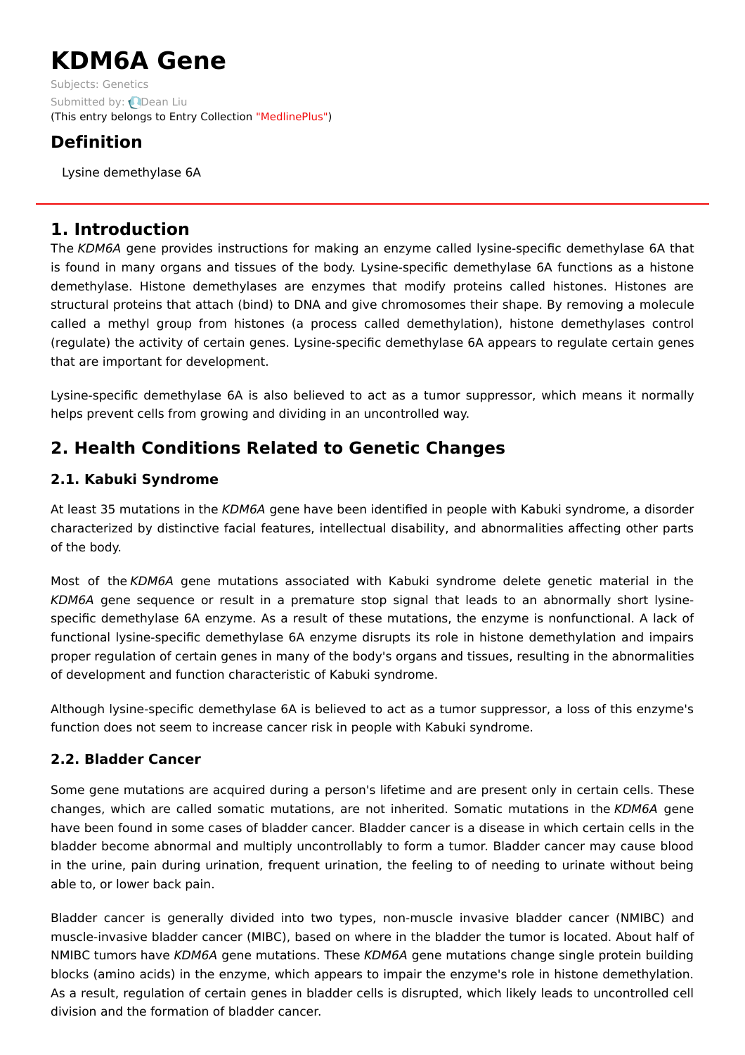# KDM6A Gene

Subjects: Genetics

Submitted by: Dean Liu

(This entry belongs to Entry Collection "MedlinePlus")

## Definition

Lysine demethylase 6A

## 1. Introduction

The *KDM6A* gene provides instructions for making an enzyme called lysine-specific demethylase 6A that is found in many organs and tissues of the body. Lysine-specific demethylase 6A functions as a histone demethylase. Histone demethylases are enzymes that modify proteins called histones. Histones are structural proteins that attach (bind) to DNA and give chromosomes their shape. By removing a molecule called a methyl group from histones (a process called demethylation), histone demethylases control (regulate) the activity of certain genes. Lysine-specific demethylase 6A appears to regulate certain genes that are important for development.

Lysine-specific demethylase 6A is also believed to act as a tumor suppressor, which means it normally helps prevent cells from growing and dividing in an uncontrolled way.

## 2. Health Conditions Related to Genetic Changes

### 2.1. Kabuki Syndrome

At least 35 mutations in the *KDM6A* gene have been identified in people with Kabuki syndrome, a disorder characterized by distinctive facial features, intellectual disability, and abnormalities affecting other parts of the body.

Most of the *KDM6A* gene mutations associated with Kabuki syndrome delete genetic material in the *KDM6A* gene sequence or result in a premature stop signal that leads to an abnormally short lysine-specific demethylase 6A enzyme. As a result of these mutations, the enzyme is nonfunctional. A lack of functional lysine-specific demethylase 6A enzyme disrupts its role in histone demethylation and impairs proper regulation of certain genes in many of the body's organs and tissues, resulting in the abnormalities of development and function characteristic of Kabuki syndrome.

Although lysine-specific demethylase 6A is believed to act as a tumor suppressor, a loss of this enzyme's function does not seem to increase cancer risk in people with Kabuki syndrome.

### 2.2. Bladder Cancer

Some gene mutations are acquired during a person's lifetime and are present only in certain cells. These changes, which are called somatic mutations, are not inherited. Somatic mutations in the *KDM6A* gene have been found in some cases of bladder cancer. Bladder cancer is a disease in which certain cells in the bladder become abnormal and multiply uncontrollably to form a tumor. Bladder cancer may cause blood in the urine, pain during urination, frequent urination, the feeling to of needing to urinate without being able to, or lower back pain.

Bladder cancer is generally divided into two types, non-muscle invasive bladder cancer (NMIBC) and muscle-invasive bladder cancer (MIBC), based on where in the bladder the tumor is located. About half of NMIBC tumors have *KDM6A* gene mutations. These *KDM6A* gene mutations change single protein building blocks (amino acids) in the enzyme, which appears to impair the enzyme's role in histone demethylation. As a result, regulation of certain genes in bladder cells is disrupted, which likely leads to uncontrolled cell division and the formation of bladder cancer.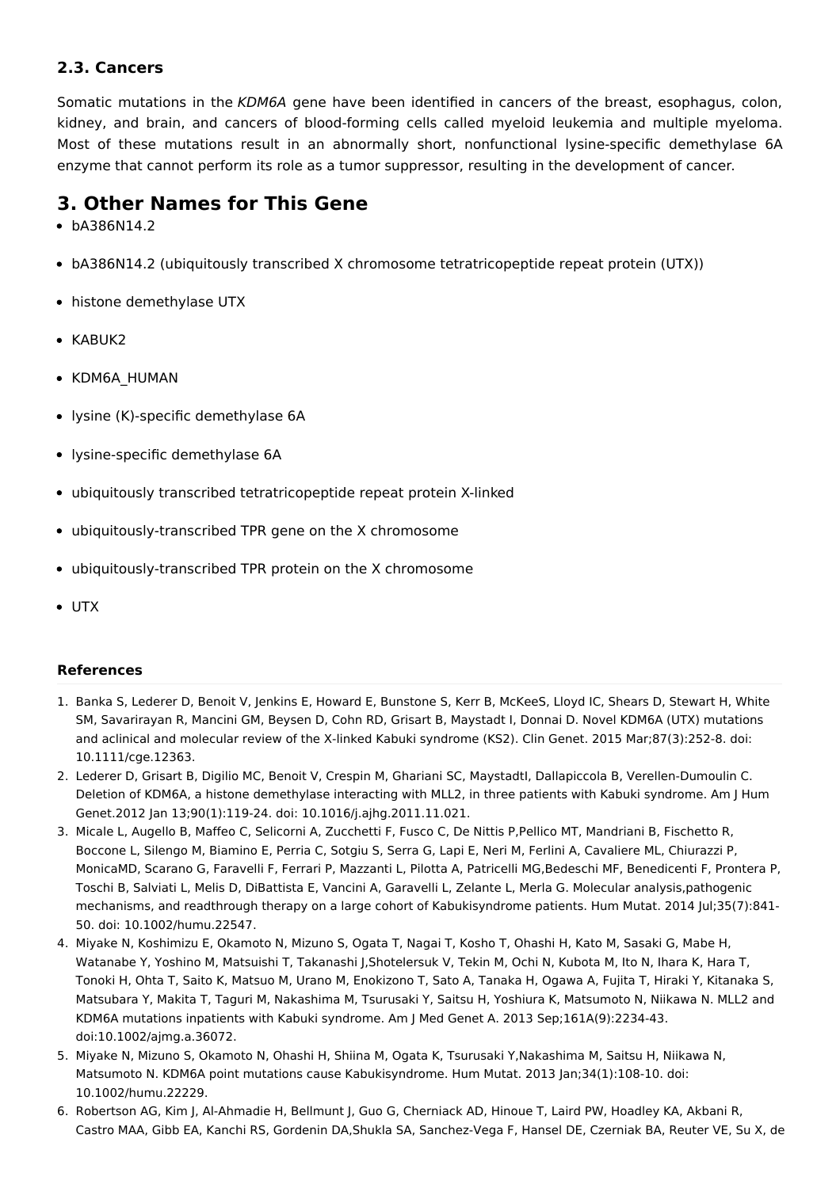### 2.3. Cancers

Somatic mutations in the *KDM6A* gene have been identified in cancers of the breast, esophagus, colon, kidney, and brain, and cancers of blood-forming cells called myeloid leukemia and multiple myeloma. Most of these mutations result in an abnormally short, nonfunctional lysine-specific demethylase 6A enzyme that cannot perform its role as a tumor suppressor, resulting in the development of cancer.

## 3. Other Names for This Gene

- bA386N14.2
- bA386N14.2 (ubiquitously transcribed X chromosome tetratricopeptide repeat protein (UTX))
- histone demethylase UTX
- KABUK2
- KDM6A_HUMAN
- lysine (K)-specific demethylase 6A
- lysine-specific demethylase 6A
- ubiquitously transcribed tetratricopeptide repeat protein X-linked
- ubiquitously-transcribed TPR gene on the X chromosome
- ubiquitously-transcribed TPR protein on the X chromosome
- UTX

#### References

1. Banka S, Lederer D, Benoit V, Jenkins E, Howard E, Bunstone S, Kerr B, McKeeS, Lloyd IC, Shears D, Stewart H, White SM, Savarirayan R, Mancini GM, Beysen D, Cohn RD, Grisart B, Maystadt I, Donnai D. Novel KDM6A (UTX) mutations and aclinical and molecular review of the X-linked Kabuki syndrome (KS2). Clin Genet. 2015 Mar;87(3):252-8. doi: 10.1111/cge.12363.
2. Lederer D, Grisart B, Digilio MC, Benoit V, Crespin M, Ghariani SC, MaystadtI, Dallapiccola B, Verellen-Dumoulin C. Deletion of KDM6A, a histone demethylase interacting with MLL2, in three patients with Kabuki syndrome. Am J Hum Genet.2012 Jan 13;90(1):119-24. doi: 10.1016/j.ajhg.2011.11.021.
3. Micale L, Augello B, Maffeo C, Selicorni A, Zucchetti F, Fusco C, De Nittis P,Pellico MT, Mandriani B, Fischetto R, Boccone L, Silengo M, Biamino E, Perria C, Sotgiu S, Serra G, Lapi E, Neri M, Ferlini A, Cavaliere ML, Chiurazzi P, MonicaMD, Scarano G, Faravelli F, Ferrari P, Mazzanti L, Pilotta A, Patricelli MG,Bedeschi MF, Benedicenti F, Prontera P, Toschi B, Salviati L, Melis D, DiBattista E, Vancini A, Garavelli L, Zelante L, Merla G. Molecular analysis,pathogenic mechanisms, and readthrough therapy on a large cohort of Kabukisyndrome patients. Hum Mutat. 2014 Jul;35(7):841-50. doi: 10.1002/humu.22547.
4. Miyake N, Koshimizu E, Okamoto N, Mizuno S, Ogata T, Nagai T, Kosho T, Ohashi H, Kato M, Sasaki G, Mabe H, Watanabe Y, Yoshino M, Matsuishi T, Takanashi J,Shotelersuk V, Tekin M, Ochi N, Kubota M, Ito N, Ihara K, Hara T, Tonoki H, Ohta T, Saito K, Matsuo M, Urano M, Enokizono T, Sato A, Tanaka H, Ogawa A, Fujita T, Hiraki Y, Kitanaka S, Matsubara Y, Makita T, Taguri M, Nakashima M, Tsurusaki Y, Saitsu H, Yoshiura K, Matsumoto N, Niikawa N. MLL2 and KDM6A mutations inpatients with Kabuki syndrome. Am J Med Genet A. 2013 Sep;161A(9):2234-43. doi:10.1002/ajmg.a.36072.
5. Miyake N, Mizuno S, Okamoto N, Ohashi H, Shiina M, Ogata K, Tsurusaki Y,Nakashima M, Saitsu H, Niikawa N, Matsumoto N. KDM6A point mutations cause Kabukisyndrome. Hum Mutat. 2013 Jan;34(1):108-10. doi: 10.1002/humu.22229.
6. Robertson AG, Kim J, Al-Ahmadie H, Bellmunt J, Guo G, Cherniack AD, Hinoue T, Laird PW, Hoadley KA, Akbani R, Castro MAA, Gibb EA, Kanchi RS, Gordenin DA,Shukla SA, Sanchez-Vega F, Hansel DE, Czerniak BA, Reuter VE, Su X, de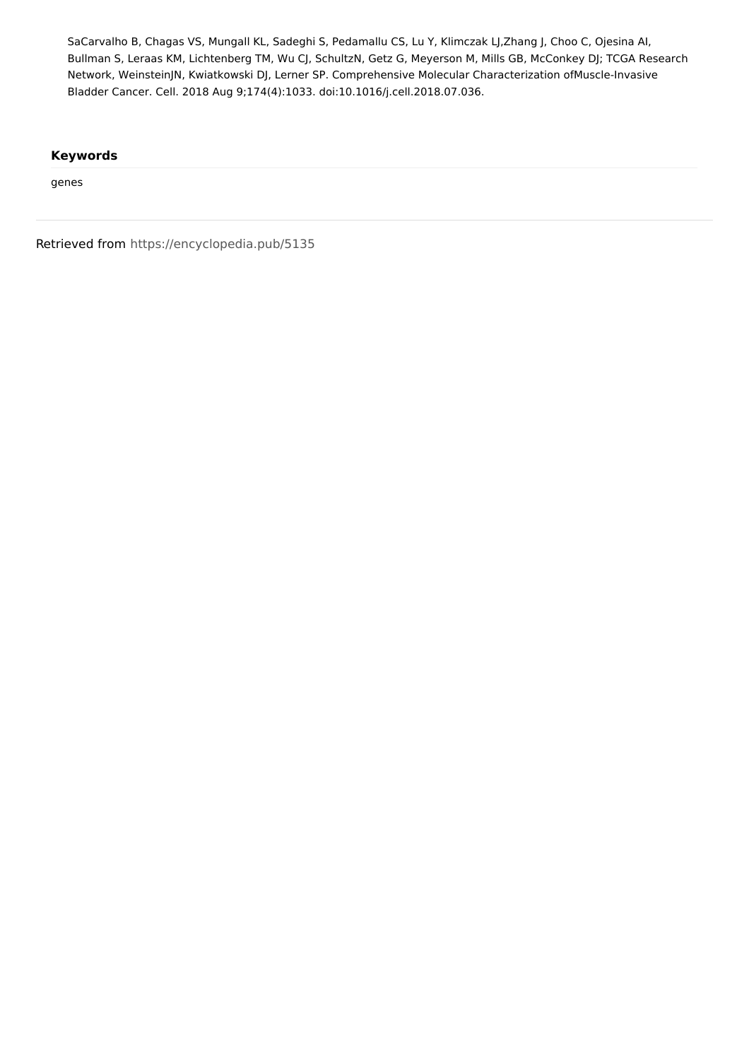SaCarvalho B, Chagas VS, Mungall KL, Sadeghi S, Pedamallu CS, Lu Y, Klimczak LJ,Zhang J, Choo C, Ojesina AI, Bullman S, Leraas KM, Lichtenberg TM, Wu CJ, SchultzN, Getz G, Meyerson M, Mills GB, McConkey DJ; TCGA Research Network, WeinsteinJN, Kwiatkowski DJ, Lerner SP. Comprehensive Molecular Characterization ofMuscle-Invasive Bladder Cancer. Cell. 2018 Aug 9;174(4):1033. doi:10.1016/j.cell.2018.07.036.

### Keywords

genes

Retrieved from https://encyclopedia.pub/5135